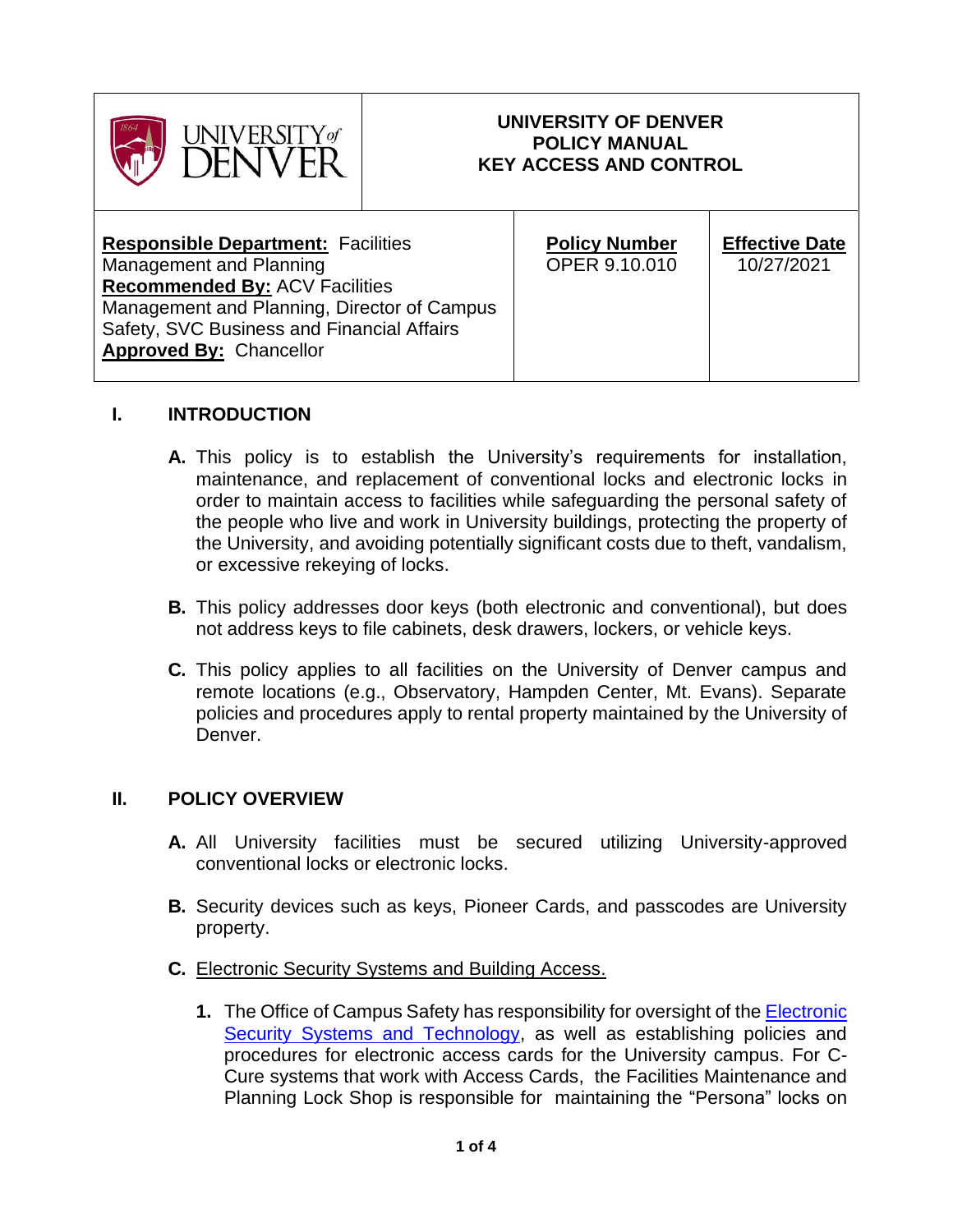| UNIVERSITY of DENVER | UNIVERSITY OF DENVER<br>POLICY MANUAL<br>KEY ACCESS AND CONTROL | |
|---|---|---|
| **Responsible Department:** Facilities Management and Planning<br>**Recommended By:** ACV Facilities Management and Planning, Director of Campus Safety, SVC Business and Financial Affairs<br>**Approved By:** Chancellor | **Policy Number**<br>OPER 9.10.010 | **Effective Date**<br>10/27/2021 |

## I. INTRODUCTION

**A.** This policy is to establish the University's requirements for installation, maintenance, and replacement of conventional locks and electronic locks in order to maintain access to facilities while safeguarding the personal safety of the people who live and work in University buildings, protecting the property of the University, and avoiding potentially significant costs due to theft, vandalism, or excessive rekeying of locks.

**B.** This policy addresses door keys (both electronic and conventional), but does not address keys to file cabinets, desk drawers, lockers, or vehicle keys.

**C.** This policy applies to all facilities on the University of Denver campus and remote locations (e.g., Observatory, Hampden Center, Mt. Evans). Separate policies and procedures apply to rental property maintained by the University of Denver.

## II. POLICY OVERVIEW

**A.** All University facilities must be secured utilizing University-approved conventional locks or electronic locks.

**B.** Security devices such as keys, Pioneer Cards, and passcodes are University property.

**C.** Electronic Security Systems and Building Access.

1. The Office of Campus Safety has responsibility for oversight of the Electronic Security Systems and Technology, as well as establishing policies and procedures for electronic access cards for the University campus. For C-Cure systems that work with Access Cards, the Facilities Maintenance and Planning Lock Shop is responsible for maintaining the "Persona" locks on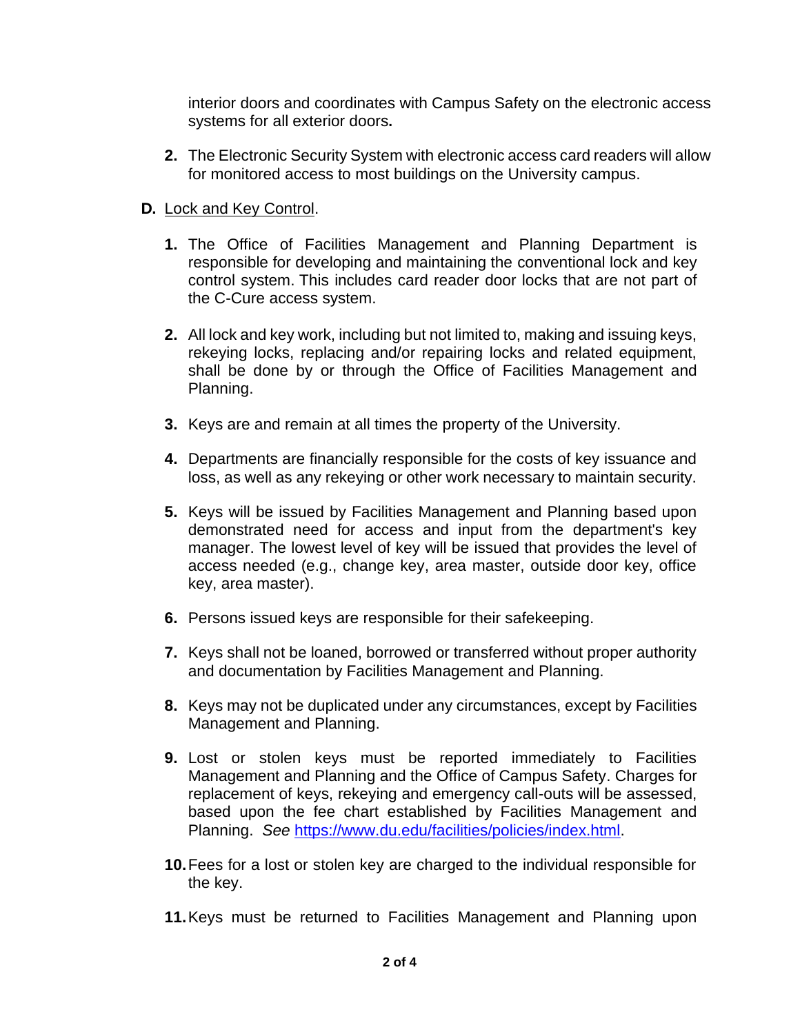interior doors and coordinates with Campus Safety on the electronic access systems for all exterior doors**.**

2. The Electronic Security System with electronic access card readers will allow for monitored access to most buildings on the University campus.

**D.** Lock and Key Control.

1. The Office of Facilities Management and Planning Department is responsible for developing and maintaining the conventional lock and key control system. This includes card reader door locks that are not part of the C-Cure access system.

2. All lock and key work, including but not limited to, making and issuing keys, rekeying locks, replacing and/or repairing locks and related equipment, shall be done by or through the Office of Facilities Management and Planning.

3. Keys are and remain at all times the property of the University.

4. Departments are financially responsible for the costs of key issuance and loss, as well as any rekeying or other work necessary to maintain security.

5. Keys will be issued by Facilities Management and Planning based upon demonstrated need for access and input from the department's key manager. The lowest level of key will be issued that provides the level of access needed (e.g., change key, area master, outside door key, office key, area master).

6. Persons issued keys are responsible for their safekeeping.

7. Keys shall not be loaned, borrowed or transferred without proper authority and documentation by Facilities Management and Planning.

8. Keys may not be duplicated under any circumstances, except by Facilities Management and Planning.

9. Lost or stolen keys must be reported immediately to Facilities Management and Planning and the Office of Campus Safety. Charges for replacement of keys, rekeying and emergency call-outs will be assessed, based upon the fee chart established by Facilities Management and Planning. *See* https://www.du.edu/facilities/policies/index.html.

10. Fees for a lost or stolen key are charged to the individual responsible for the key.

11. Keys must be returned to Facilities Management and Planning upon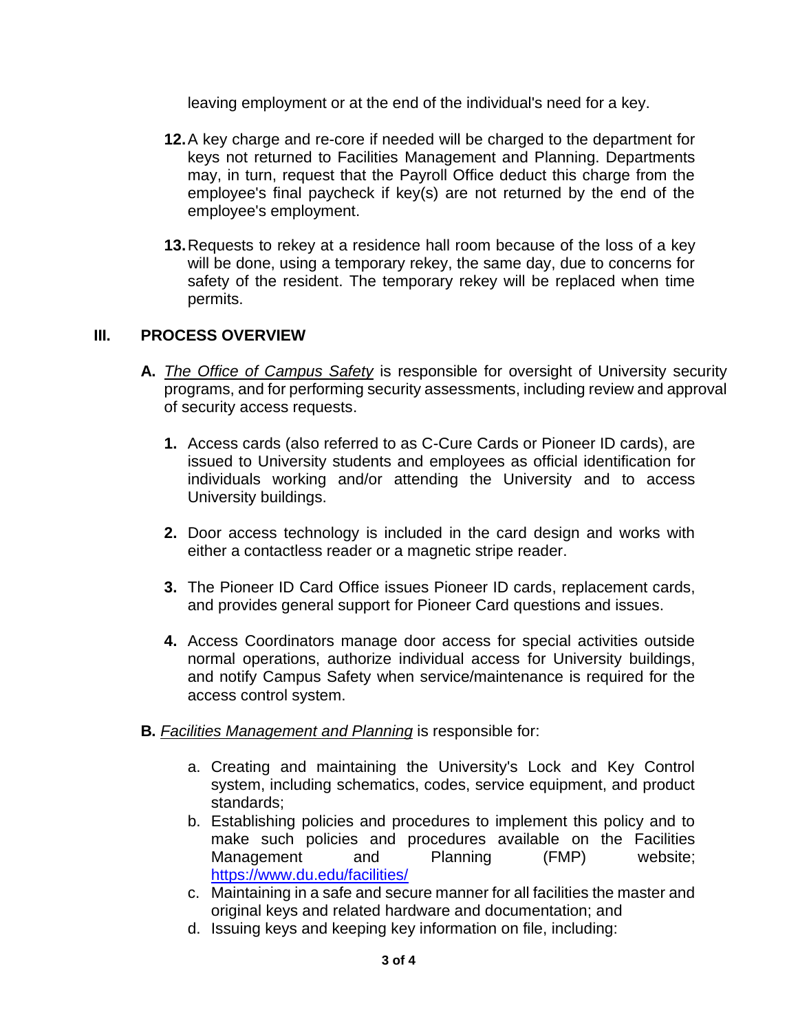leaving employment or at the end of the individual's need for a key.

12. A key charge and re-core if needed will be charged to the department for keys not returned to Facilities Management and Planning. Departments may, in turn, request that the Payroll Office deduct this charge from the employee's final paycheck if key(s) are not returned by the end of the employee's employment.

13. Requests to rekey at a residence hall room because of the loss of a key will be done, using a temporary rekey, the same day, due to concerns for safety of the resident. The temporary rekey will be replaced when time permits.

## III. PROCESS OVERVIEW

**A.** *The Office of Campus Safety* is responsible for oversight of University security programs, and for performing security assessments, including review and approval of security access requests.

1. Access cards (also referred to as C-Cure Cards or Pioneer ID cards), are issued to University students and employees as official identification for individuals working and/or attending the University and to access University buildings.

2. Door access technology is included in the card design and works with either a contactless reader or a magnetic stripe reader.

3. The Pioneer ID Card Office issues Pioneer ID cards, replacement cards, and provides general support for Pioneer Card questions and issues.

4. Access Coordinators manage door access for special activities outside normal operations, authorize individual access for University buildings, and notify Campus Safety when service/maintenance is required for the access control system.

**B.** *Facilities Management and Planning* is responsible for:

a. Creating and maintaining the University's Lock and Key Control system, including schematics, codes, service equipment, and product standards;
b. Establishing policies and procedures to implement this policy and to make such policies and procedures available on the Facilities Management and Planning (FMP) website; https://www.du.edu/facilities/
c. Maintaining in a safe and secure manner for all facilities the master and original keys and related hardware and documentation; and
d. Issuing keys and keeping key information on file, including: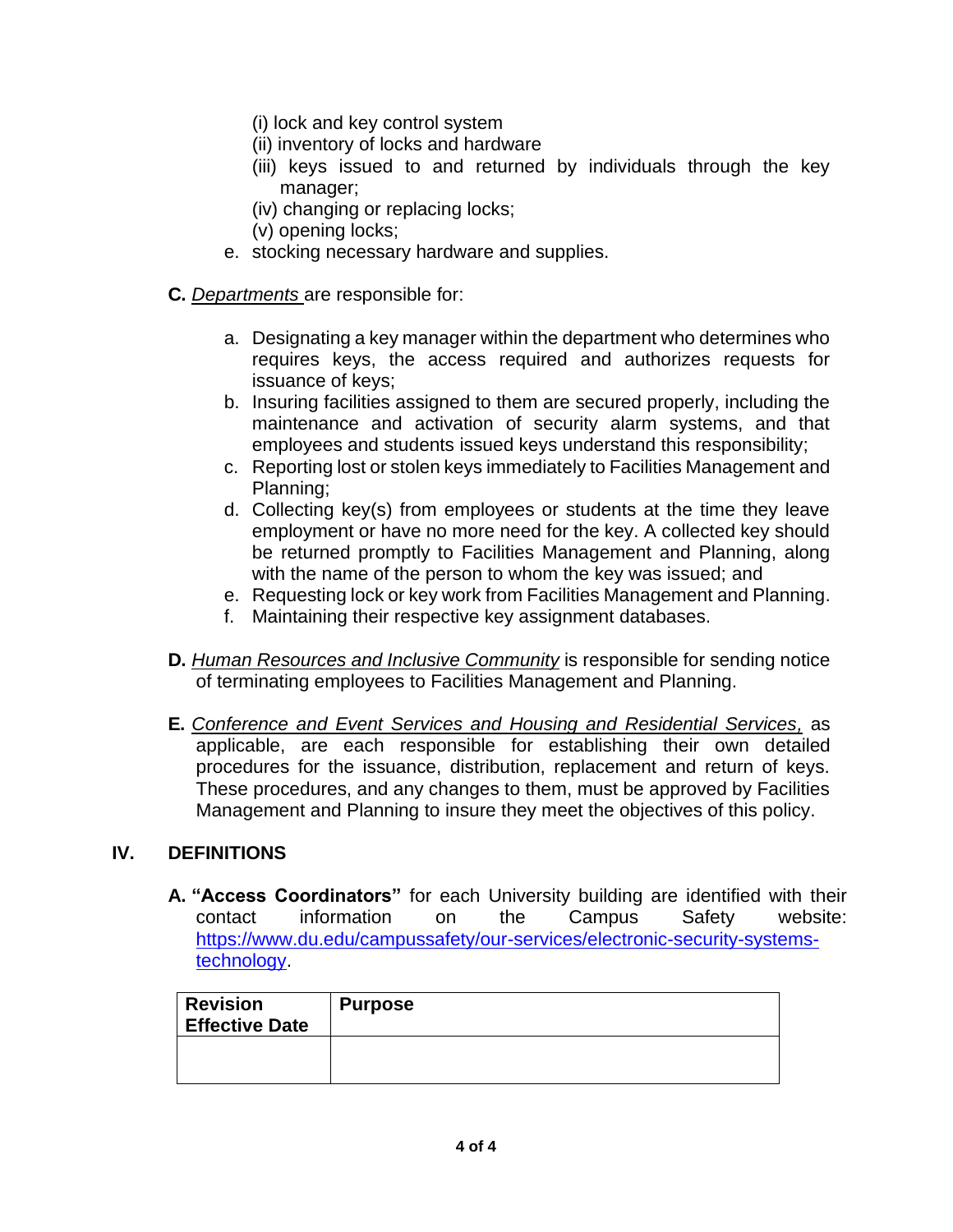(i) lock and key control system
(ii) inventory of locks and hardware
(iii) keys issued to and returned by individuals through the key manager;
(iv) changing or replacing locks;
(v) opening locks;

e. stocking necessary hardware and supplies.

**C.** *Departments* are responsible for:

a. Designating a key manager within the department who determines who requires keys, the access required and authorizes requests for issuance of keys;
b. Insuring facilities assigned to them are secured properly, including the maintenance and activation of security alarm systems, and that employees and students issued keys understand this responsibility;
c. Reporting lost or stolen keys immediately to Facilities Management and Planning;
d. Collecting key(s) from employees or students at the time they leave employment or have no more need for the key. A collected key should be returned promptly to Facilities Management and Planning, along with the name of the person to whom the key was issued; and
e. Requesting lock or key work from Facilities Management and Planning.
f. Maintaining their respective key assignment databases.

**D.** *Human Resources and Inclusive Community* is responsible for sending notice of terminating employees to Facilities Management and Planning.

**E.** *Conference and Event Services and Housing and Residential Services,* as applicable, are each responsible for establishing their own detailed procedures for the issuance, distribution, replacement and return of keys. These procedures, and any changes to them, must be approved by Facilities Management and Planning to insure they meet the objectives of this policy.

## IV. DEFINITIONS

**A. "Access Coordinators"** for each University building are identified with their contact information on the Campus Safety website: https://www.du.edu/campussafety/our-services/electronic-security-systems-technology.

| Revision Effective Date | Purpose |
|---|---|
| | |